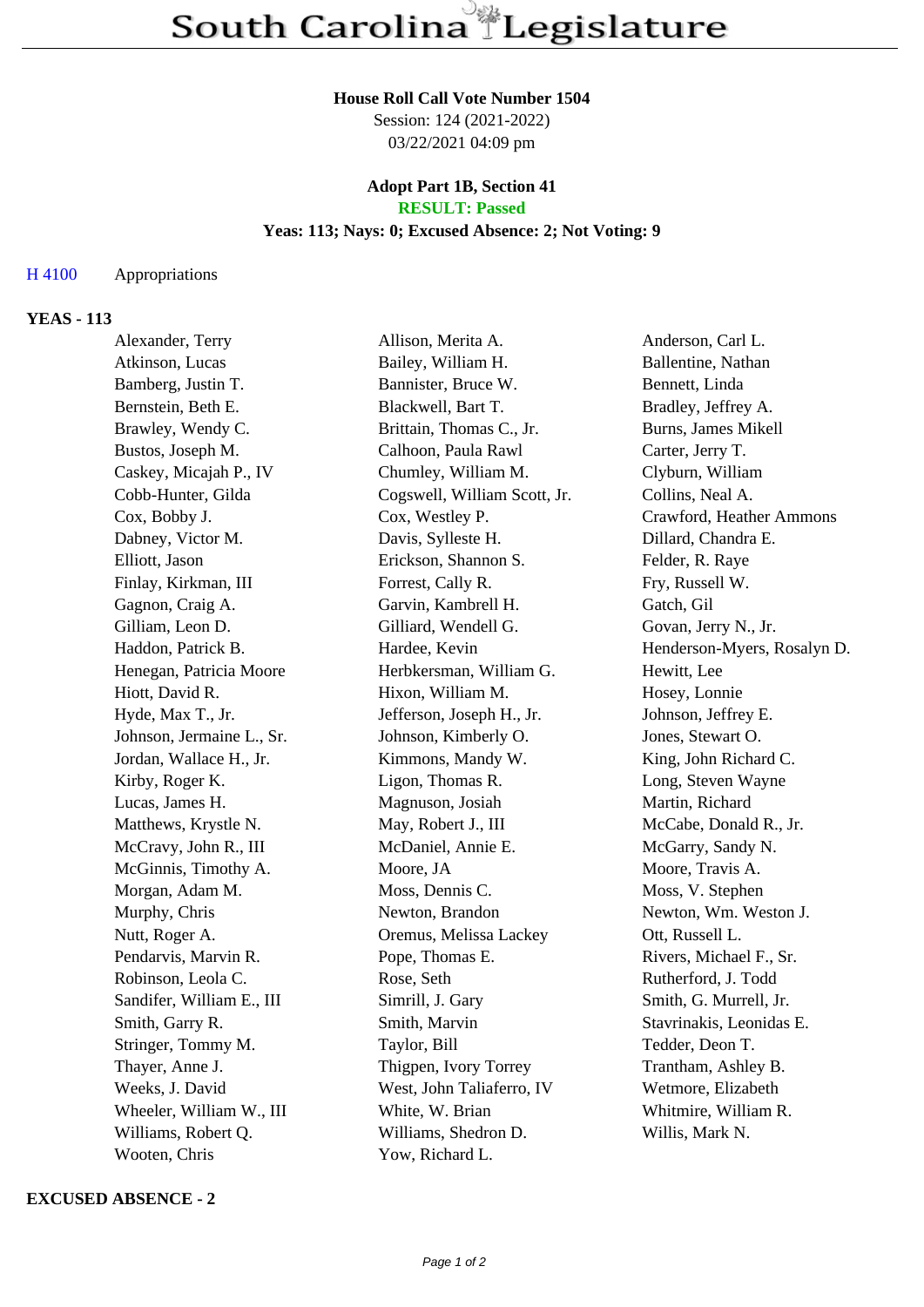# South Carolina Legislature

**House Roll Call Vote Number 1504**
Session: 124 (2021-2022)
03/22/2021 04:09 pm

**Adopt Part 1B, Section 41**
**RESULT: Passed**
**Yeas: 113; Nays: 0; Excused Absence: 2; Not Voting: 9**

H 4100 Appropriations

**YEAS - 113**

| | | |
|---|---|---|
| Alexander, Terry | Allison, Merita A. | Anderson, Carl L. |
| Atkinson, Lucas | Bailey, William H. | Ballentine, Nathan |
| Bamberg, Justin T. | Bannister, Bruce W. | Bennett, Linda |
| Bernstein, Beth E. | Blackwell, Bart T. | Bradley, Jeffrey A. |
| Brawley, Wendy C. | Brittain, Thomas C., Jr. | Burns, James Mikell |
| Bustos, Joseph M. | Calhoon, Paula Rawl | Carter, Jerry T. |
| Caskey, Micajah P., IV | Chumley, William M. | Clyburn, William |
| Cobb-Hunter, Gilda | Cogswell, William Scott, Jr. | Collins, Neal A. |
| Cox, Bobby J. | Cox, Westley P. | Crawford, Heather Ammons |
| Dabney, Victor M. | Davis, Sylleste H. | Dillard, Chandra E. |
| Elliott, Jason | Erickson, Shannon S. | Felder, R. Raye |
| Finlay, Kirkman, III | Forrest, Cally R. | Fry, Russell W. |
| Gagnon, Craig A. | Garvin, Kambrell H. | Gatch, Gil |
| Gilliam, Leon D. | Gilliard, Wendell G. | Govan, Jerry N., Jr. |
| Haddon, Patrick B. | Hardee, Kevin | Henderson-Myers, Rosalyn D. |
| Henegan, Patricia Moore | Herbkersman, William G. | Hewitt, Lee |
| Hiott, David R. | Hixon, William M. | Hosey, Lonnie |
| Hyde, Max T., Jr. | Jefferson, Joseph H., Jr. | Johnson, Jeffrey E. |
| Johnson, Jermaine L., Sr. | Johnson, Kimberly O. | Jones, Stewart O. |
| Jordan, Wallace H., Jr. | Kimmons, Mandy W. | King, John Richard C. |
| Kirby, Roger K. | Ligon, Thomas R. | Long, Steven Wayne |
| Lucas, James H. | Magnuson, Josiah | Martin, Richard |
| Matthews, Krystle N. | May, Robert J., III | McCabe, Donald R., Jr. |
| McCravy, John R., III | McDaniel, Annie E. | McGarry, Sandy N. |
| McGinnis, Timothy A. | Moore, JA | Moore, Travis A. |
| Morgan, Adam M. | Moss, Dennis C. | Moss, V. Stephen |
| Murphy, Chris | Newton, Brandon | Newton, Wm. Weston J. |
| Nutt, Roger A. | Oremus, Melissa Lackey | Ott, Russell L. |
| Pendarvis, Marvin R. | Pope, Thomas E. | Rivers, Michael F., Sr. |
| Robinson, Leola C. | Rose, Seth | Rutherford, J. Todd |
| Sandifer, William E., III | Simrill, J. Gary | Smith, G. Murrell, Jr. |
| Smith, Garry R. | Smith, Marvin | Stavrinakis, Leonidas E. |
| Stringer, Tommy M. | Taylor, Bill | Tedder, Deon T. |
| Thayer, Anne J. | Thigpen, Ivory Torrey | Trantham, Ashley B. |
| Weeks, J. David | West, John Taliaferro, IV | Wetmore, Elizabeth |
| Wheeler, William W., III | White, W. Brian | Whitmire, William R. |
| Williams, Robert Q. | Williams, Shedron D. | Willis, Mark N. |
| Wooten, Chris | Yow, Richard L. | |

**EXCUSED ABSENCE - 2**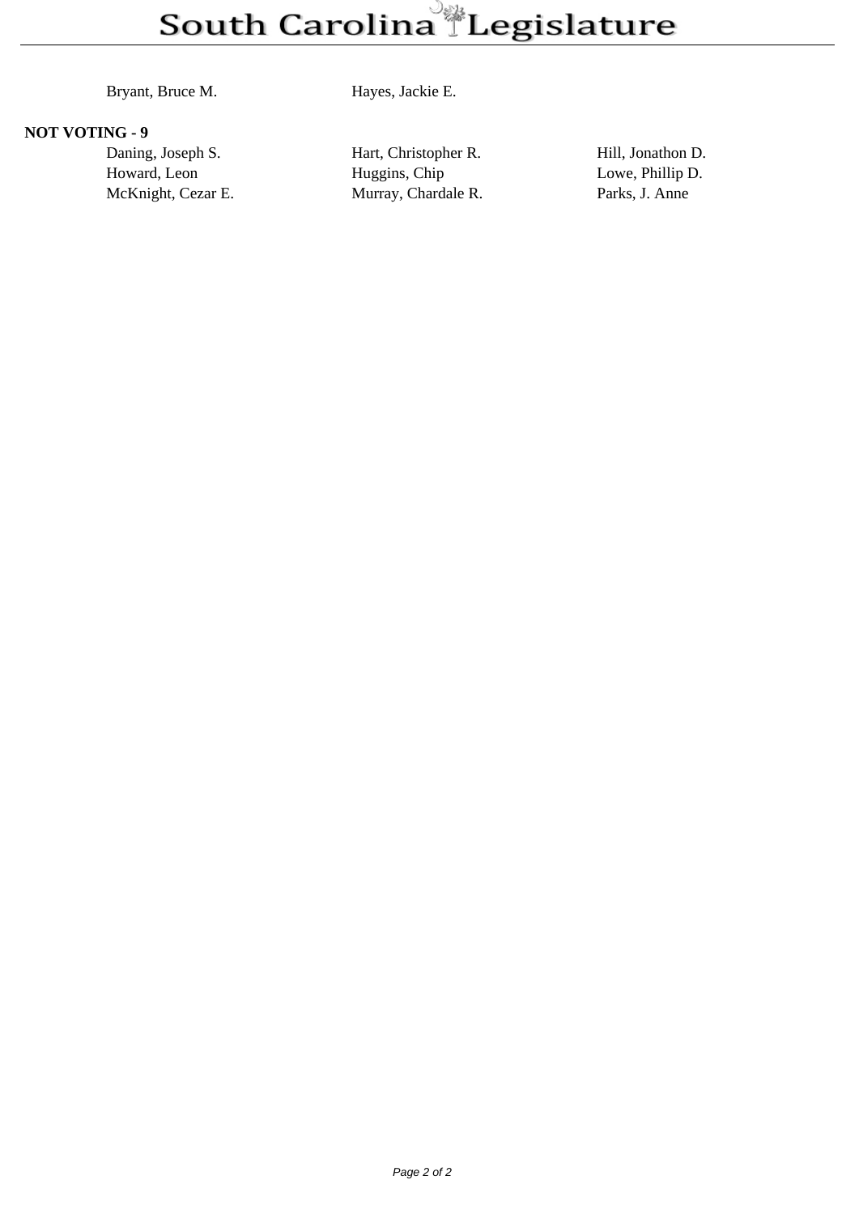| | |
|---|---|
| Bryant, Bruce M. | Hayes, Jackie E. |

**NOT VOTING - 9**

| | | |
|---|---|---|
| Daning, Joseph S. | Hart, Christopher R. | Hill, Jonathon D. |
| Howard, Leon | Huggins, Chip | Lowe, Phillip D. |
| McKnight, Cezar E. | Murray, Chardale R. | Parks, J. Anne |